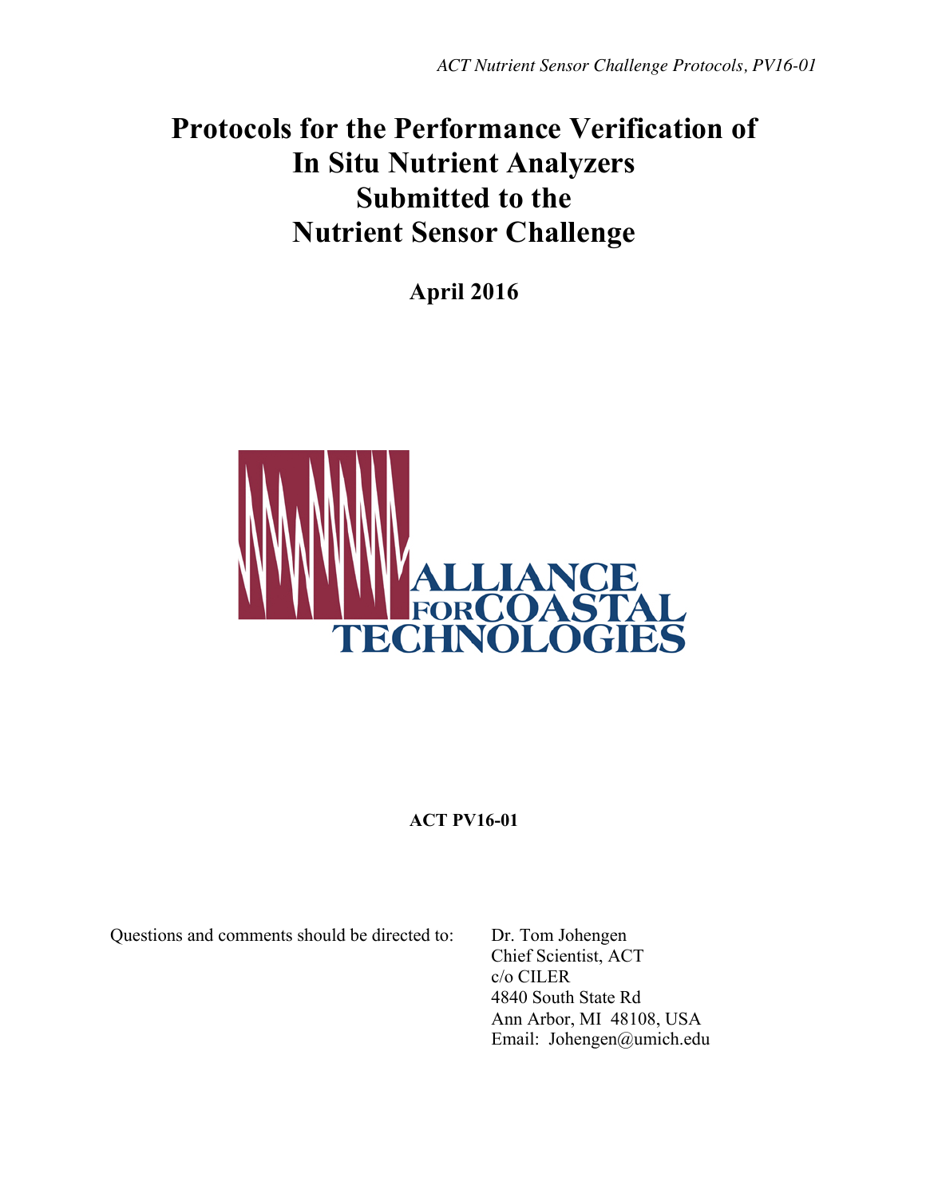# Protocols for the Performance Verification of In Situ Nutrient Analyzers Submitted to the Nutrient Sensor Challenge

**April 2016**

ALLIANCE FOR COASTAL TECHNOLOGIES

**ACT PV16-01**

Questions and comments should be directed to:

Dr. Tom Johengen
Chief Scientist, ACT
c/o CILER
4840 South State Rd
Ann Arbor, MI 48108, USA
Email: Johengen@umich.edu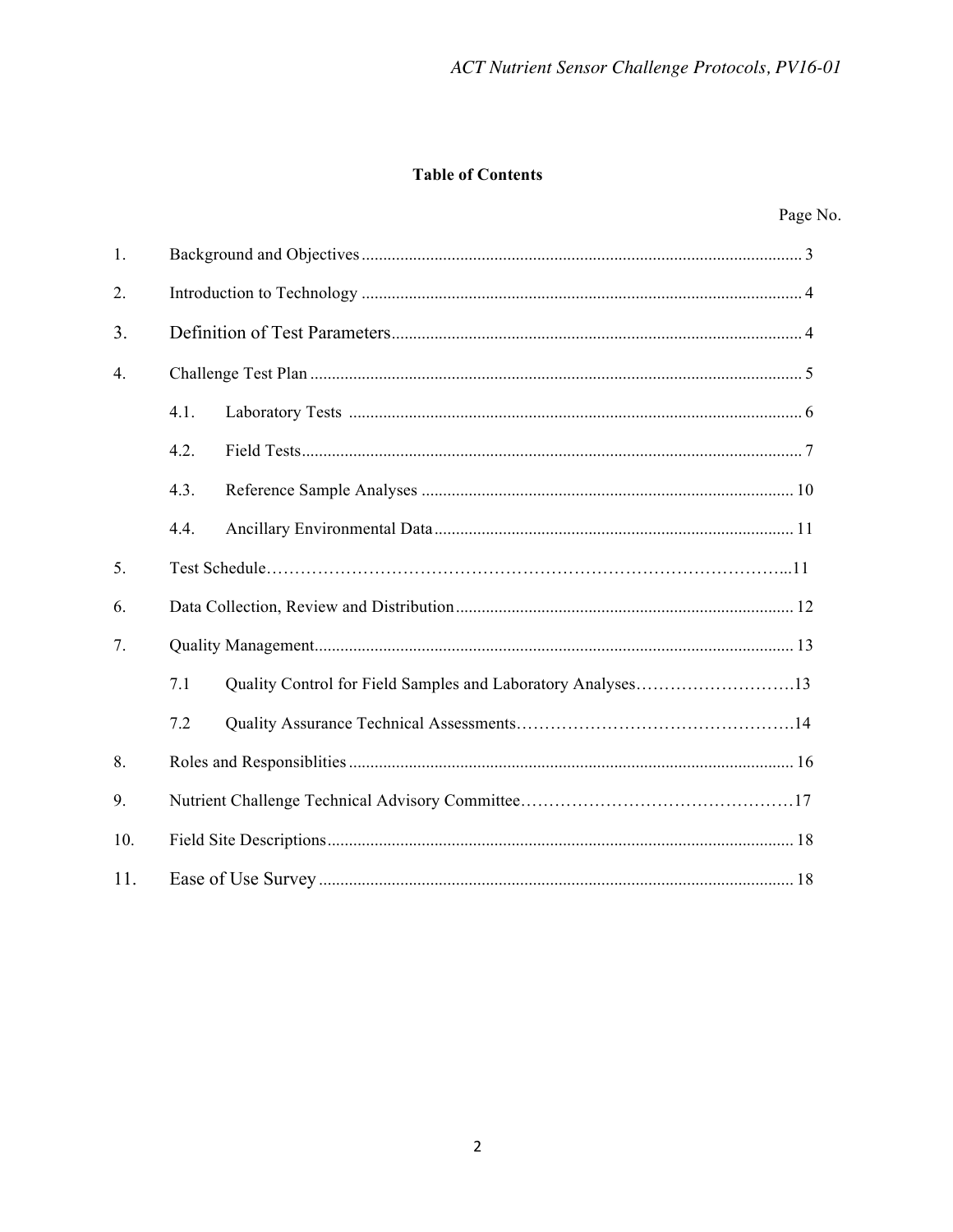## Table of Contents

| | | Page No. |
|---|---|---|
| 1. | Background and Objectives | 3 |
| 2. | Introduction to Technology | 4 |
| 3. | Definition of Test Parameters | 4 |
| 4. | Challenge Test Plan | 5 |
| | 4.1. Laboratory Tests | 6 |
| | 4.2. Field Tests | 7 |
| | 4.3. Reference Sample Analyses | 10 |
| | 4.4. Ancillary Environmental Data | 11 |
| 5. | Test Schedule | 11 |
| 6. | Data Collection, Review and Distribution | 12 |
| 7. | Quality Management | 13 |
| | 7.1 Quality Control for Field Samples and Laboratory Analyses | 13 |
| | 7.2 Quality Assurance Technical Assessments | 14 |
| 8. | Roles and Responsiblities | 16 |
| 9. | Nutrient Challenge Technical Advisory Committee | 17 |
| 10. | Field Site Descriptions | 18 |
| 11. | Ease of Use Survey | 18 |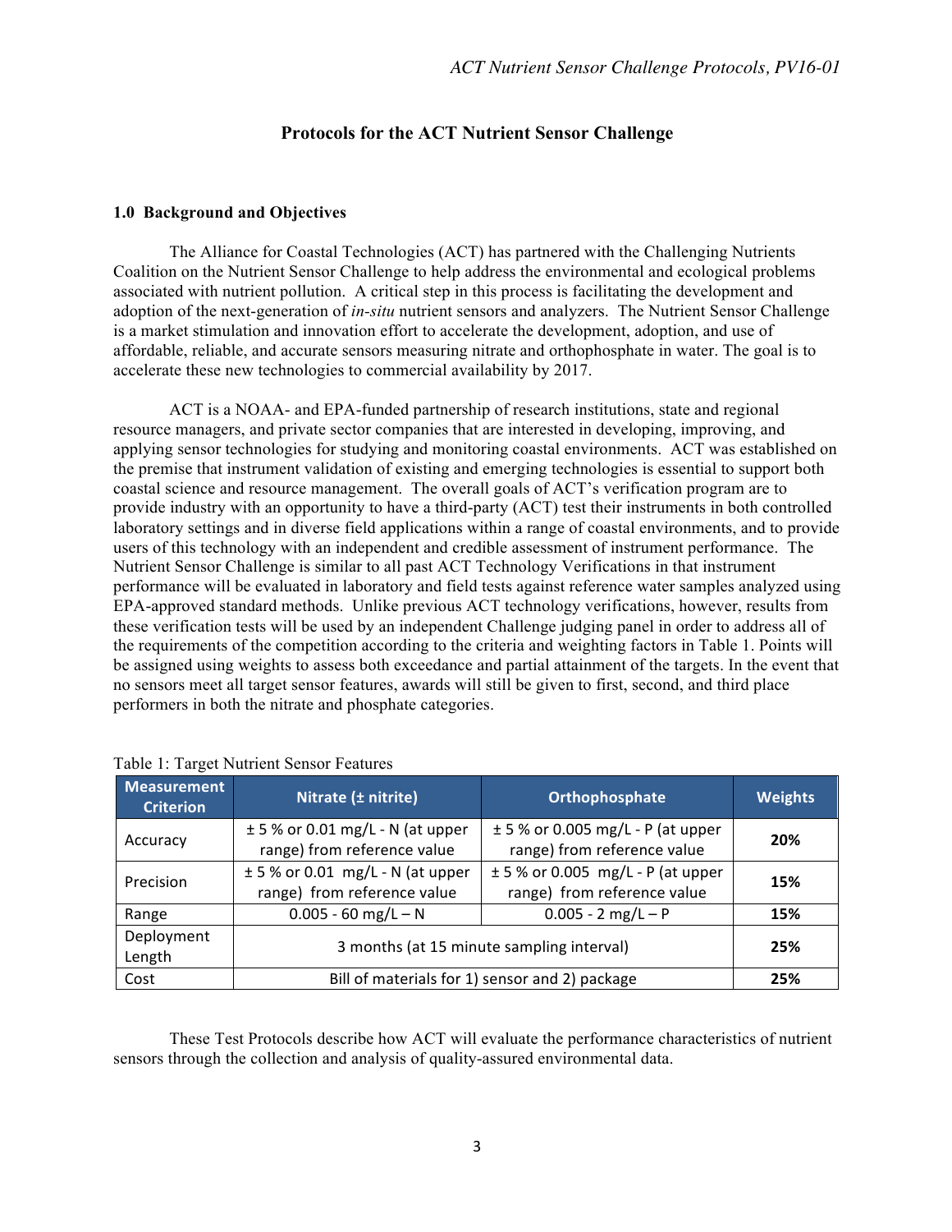# Protocols for the ACT Nutrient Sensor Challenge

## 1.0 Background and Objectives

The Alliance for Coastal Technologies (ACT) has partnered with the Challenging Nutrients Coalition on the Nutrient Sensor Challenge to help address the environmental and ecological problems associated with nutrient pollution. A critical step in this process is facilitating the development and adoption of the next-generation of *in-situ* nutrient sensors and analyzers. The Nutrient Sensor Challenge is a market stimulation and innovation effort to accelerate the development, adoption, and use of affordable, reliable, and accurate sensors measuring nitrate and orthophosphate in water. The goal is to accelerate these new technologies to commercial availability by 2017.

ACT is a NOAA- and EPA-funded partnership of research institutions, state and regional resource managers, and private sector companies that are interested in developing, improving, and applying sensor technologies for studying and monitoring coastal environments. ACT was established on the premise that instrument validation of existing and emerging technologies is essential to support both coastal science and resource management. The overall goals of ACT's verification program are to provide industry with an opportunity to have a third-party (ACT) test their instruments in both controlled laboratory settings and in diverse field applications within a range of coastal environments, and to provide users of this technology with an independent and credible assessment of instrument performance. The Nutrient Sensor Challenge is similar to all past ACT Technology Verifications in that instrument performance will be evaluated in laboratory and field tests against reference water samples analyzed using EPA-approved standard methods. Unlike previous ACT technology verifications, however, results from these verification tests will be used by an independent Challenge judging panel in order to address all of the requirements of the competition according to the criteria and weighting factors in Table 1. Points will be assigned using weights to assess both exceedance and partial attainment of the targets. In the event that no sensors meet all target sensor features, awards will still be given to first, second, and third place performers in both the nitrate and phosphate categories.

Table 1: Target Nutrient Sensor Features

| Measurement Criterion | Nitrate (± nitrite) | Orthophosphate | Weights |
|---|---|---|---|
| Accuracy | ± 5 % or 0.01 mg/L - N (at upper range) from reference value | ± 5 % or 0.005 mg/L - P (at upper range) from reference value | **20%** |
| Precision | ± 5 % or 0.01 mg/L - N (at upper range) from reference value | ± 5 % or 0.005 mg/L - P (at upper range) from reference value | **15%** |
| Range | 0.005 - 60 mg/L – N | 0.005 - 2 mg/L – P | **15%** |
| Deployment Length | 3 months (at 15 minute sampling interval) | | **25%** |
| Cost | Bill of materials for 1) sensor and 2) package | | **25%** |

These Test Protocols describe how ACT will evaluate the performance characteristics of nutrient sensors through the collection and analysis of quality-assured environmental data.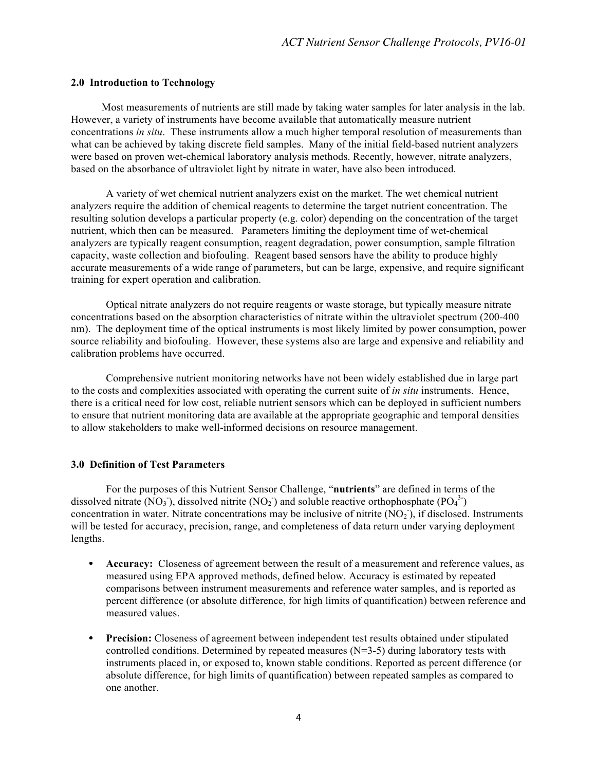## 2.0 Introduction to Technology

Most measurements of nutrients are still made by taking water samples for later analysis in the lab. However, a variety of instruments have become available that automatically measure nutrient concentrations *in situ*. These instruments allow a much higher temporal resolution of measurements than what can be achieved by taking discrete field samples. Many of the initial field-based nutrient analyzers were based on proven wet-chemical laboratory analysis methods. Recently, however, nitrate analyzers, based on the absorbance of ultraviolet light by nitrate in water, have also been introduced.

A variety of wet chemical nutrient analyzers exist on the market. The wet chemical nutrient analyzers require the addition of chemical reagents to determine the target nutrient concentration. The resulting solution develops a particular property (e.g. color) depending on the concentration of the target nutrient, which then can be measured. Parameters limiting the deployment time of wet-chemical analyzers are typically reagent consumption, reagent degradation, power consumption, sample filtration capacity, waste collection and biofouling. Reagent based sensors have the ability to produce highly accurate measurements of a wide range of parameters, but can be large, expensive, and require significant training for expert operation and calibration.

Optical nitrate analyzers do not require reagents or waste storage, but typically measure nitrate concentrations based on the absorption characteristics of nitrate within the ultraviolet spectrum (200-400 nm). The deployment time of the optical instruments is most likely limited by power consumption, power source reliability and biofouling. However, these systems also are large and expensive and reliability and calibration problems have occurred.

Comprehensive nutrient monitoring networks have not been widely established due in large part to the costs and complexities associated with operating the current suite of *in situ* instruments. Hence, there is a critical need for low cost, reliable nutrient sensors which can be deployed in sufficient numbers to ensure that nutrient monitoring data are available at the appropriate geographic and temporal densities to allow stakeholders to make well-informed decisions on resource management.

## 3.0 Definition of Test Parameters

For the purposes of this Nutrient Sensor Challenge, "**nutrients**" are defined in terms of the dissolved nitrate ($NO_3^-$), dissolved nitrite ($NO_2^-$) and soluble reactive orthophosphate ($PO_4^{3-}$) concentration in water. Nitrate concentrations may be inclusive of nitrite ($NO_2^-$), if disclosed. Instruments will be tested for accuracy, precision, range, and completeness of data return under varying deployment lengths.

- **Accuracy:** Closeness of agreement between the result of a measurement and reference values, as measured using EPA approved methods, defined below. Accuracy is estimated by repeated comparisons between instrument measurements and reference water samples, and is reported as percent difference (or absolute difference, for high limits of quantification) between reference and measured values.

- **Precision:** Closeness of agreement between independent test results obtained under stipulated controlled conditions. Determined by repeated measures (N=3-5) during laboratory tests with instruments placed in, or exposed to, known stable conditions. Reported as percent difference (or absolute difference, for high limits of quantification) between repeated samples as compared to one another.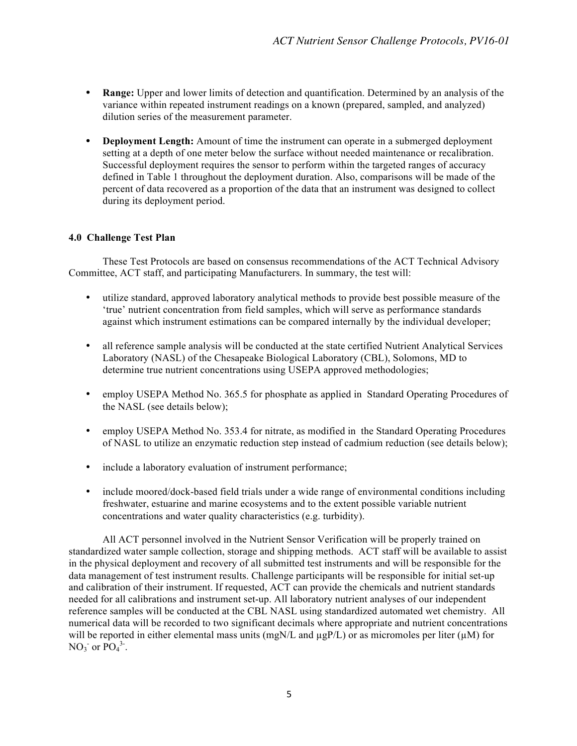- **Range:** Upper and lower limits of detection and quantification. Determined by an analysis of the variance within repeated instrument readings on a known (prepared, sampled, and analyzed) dilution series of the measurement parameter.

- **Deployment Length:** Amount of time the instrument can operate in a submerged deployment setting at a depth of one meter below the surface without needed maintenance or recalibration. Successful deployment requires the sensor to perform within the targeted ranges of accuracy defined in Table 1 throughout the deployment duration. Also, comparisons will be made of the percent of data recovered as a proportion of the data that an instrument was designed to collect during its deployment period.

### 4.0 Challenge Test Plan

These Test Protocols are based on consensus recommendations of the ACT Technical Advisory Committee, ACT staff, and participating Manufacturers. In summary, the test will:

- utilize standard, approved laboratory analytical methods to provide best possible measure of the 'true' nutrient concentration from field samples, which will serve as performance standards against which instrument estimations can be compared internally by the individual developer;

- all reference sample analysis will be conducted at the state certified Nutrient Analytical Services Laboratory (NASL) of the Chesapeake Biological Laboratory (CBL), Solomons, MD to determine true nutrient concentrations using USEPA approved methodologies;

- employ USEPA Method No. 365.5 for phosphate as applied in Standard Operating Procedures of the NASL (see details below);

- employ USEPA Method No. 353.4 for nitrate, as modified in the Standard Operating Procedures of NASL to utilize an enzymatic reduction step instead of cadmium reduction (see details below);

- include a laboratory evaluation of instrument performance;

- include moored/dock-based field trials under a wide range of environmental conditions including freshwater, estuarine and marine ecosystems and to the extent possible variable nutrient concentrations and water quality characteristics (e.g. turbidity).

All ACT personnel involved in the Nutrient Sensor Verification will be properly trained on standardized water sample collection, storage and shipping methods. ACT staff will be available to assist in the physical deployment and recovery of all submitted test instruments and will be responsible for the data management of test instrument results. Challenge participants will be responsible for initial set-up and calibration of their instrument. If requested, ACT can provide the chemicals and nutrient standards needed for all calibrations and instrument set-up. All laboratory nutrient analyses of our independent reference samples will be conducted at the CBL NASL using standardized automated wet chemistry. All numerical data will be recorded to two significant decimals where appropriate and nutrient concentrations will be reported in either elemental mass units (mgN/L and µgP/L) or as micromoles per liter (µM) for $NO_3^-$ or $PO_4^{3-}$.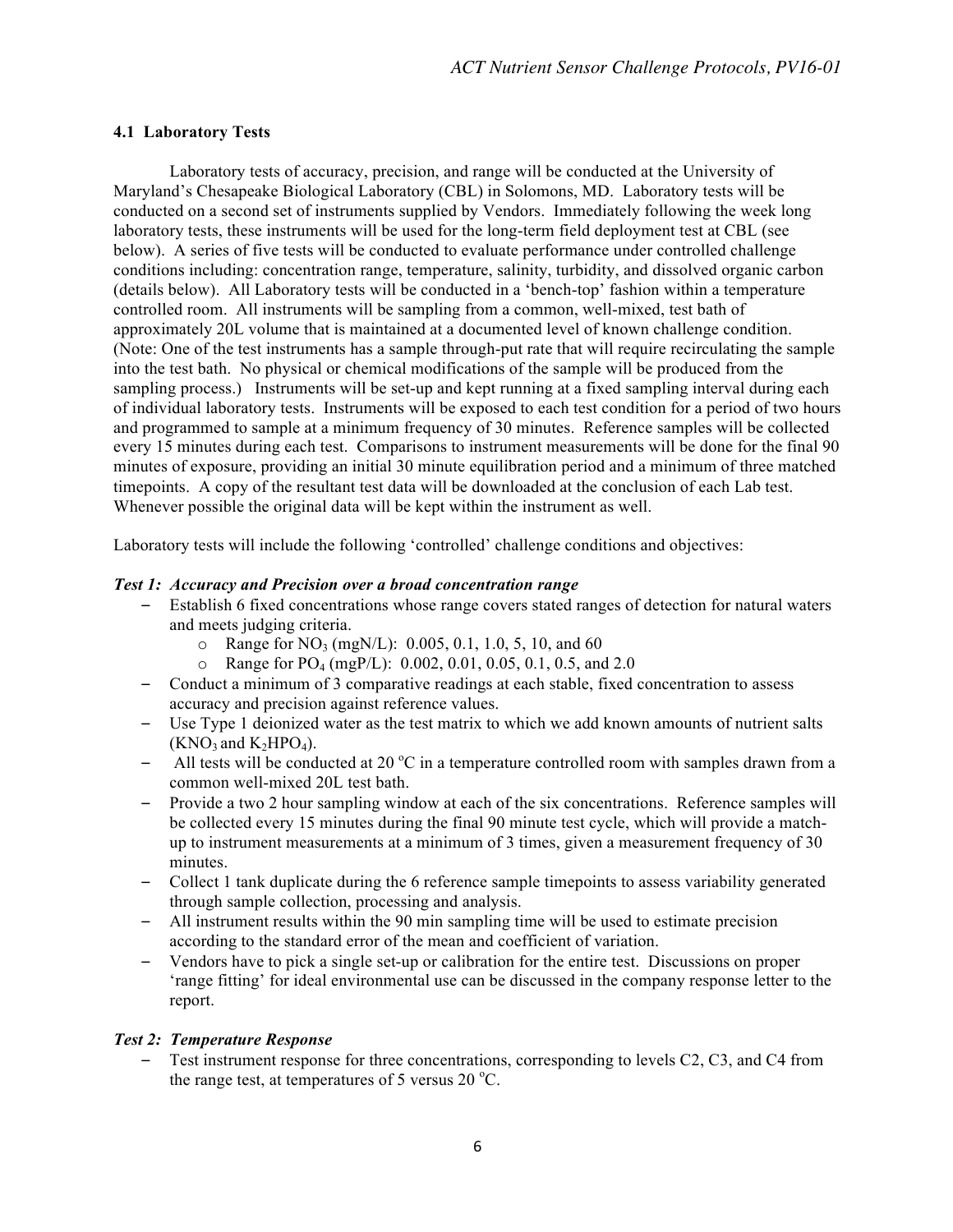### 4.1 Laboratory Tests

Laboratory tests of accuracy, precision, and range will be conducted at the University of Maryland's Chesapeake Biological Laboratory (CBL) in Solomons, MD. Laboratory tests will be conducted on a second set of instruments supplied by Vendors. Immediately following the week long laboratory tests, these instruments will be used for the long-term field deployment test at CBL (see below). A series of five tests will be conducted to evaluate performance under controlled challenge conditions including: concentration range, temperature, salinity, turbidity, and dissolved organic carbon (details below). All Laboratory tests will be conducted in a 'bench-top' fashion within a temperature controlled room. All instruments will be sampling from a common, well-mixed, test bath of approximately 20L volume that is maintained at a documented level of known challenge condition. (Note: One of the test instruments has a sample through-put rate that will require recirculating the sample into the test bath. No physical or chemical modifications of the sample will be produced from the sampling process.) Instruments will be set-up and kept running at a fixed sampling interval during each of individual laboratory tests. Instruments will be exposed to each test condition for a period of two hours and programmed to sample at a minimum frequency of 30 minutes. Reference samples will be collected every 15 minutes during each test. Comparisons to instrument measurements will be done for the final 90 minutes of exposure, providing an initial 30 minute equilibration period and a minimum of three matched timepoints. A copy of the resultant test data will be downloaded at the conclusion of each Lab test. Whenever possible the original data will be kept within the instrument as well.

Laboratory tests will include the following 'controlled' challenge conditions and objectives:

***Test 1: Accuracy and Precision over a broad concentration range***

- Establish 6 fixed concentrations whose range covers stated ranges of detection for natural waters and meets judging criteria.
    - Range for $NO_3$ (mgN/L): 0.005, 0.1, 1.0, 5, 10, and 60
    - Range for $PO_4$ (mgP/L): 0.002, 0.01, 0.05, 0.1, 0.5, and 2.0
- Conduct a minimum of 3 comparative readings at each stable, fixed concentration to assess accuracy and precision against reference values.
- Use Type 1 deionized water as the test matrix to which we add known amounts of nutrient salts ($KNO_3$ and $K_2HPO_4$).
- All tests will be conducted at 20 °C in a temperature controlled room with samples drawn from a common well-mixed 20L test bath.
- Provide a two 2 hour sampling window at each of the six concentrations. Reference samples will be collected every 15 minutes during the final 90 minute test cycle, which will provide a match-up to instrument measurements at a minimum of 3 times, given a measurement frequency of 30 minutes.
- Collect 1 tank duplicate during the 6 reference sample timepoints to assess variability generated through sample collection, processing and analysis.
- All instrument results within the 90 min sampling time will be used to estimate precision according to the standard error of the mean and coefficient of variation.
- Vendors have to pick a single set-up or calibration for the entire test. Discussions on proper 'range fitting' for ideal environmental use can be discussed in the company response letter to the report.

***Test 2: Temperature Response***

- Test instrument response for three concentrations, corresponding to levels C2, C3, and C4 from the range test, at temperatures of 5 versus 20 °C.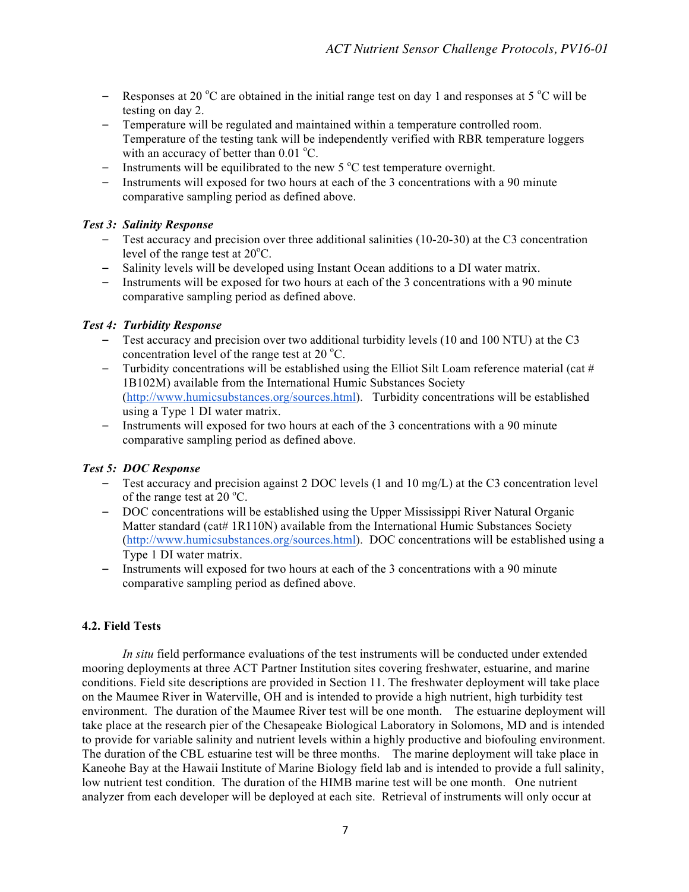- Responses at 20 °C are obtained in the initial range test on day 1 and responses at 5 °C will be testing on day 2.
- Temperature will be regulated and maintained within a temperature controlled room. Temperature of the testing tank will be independently verified with RBR temperature loggers with an accuracy of better than 0.01 °C.
- Instruments will be equilibrated to the new 5 °C test temperature overnight.
- Instruments will exposed for two hours at each of the 3 concentrations with a 90 minute comparative sampling period as defined above.

***Test 3: Salinity Response***

- Test accuracy and precision over three additional salinities (10-20-30) at the C3 concentration level of the range test at 20°C.
- Salinity levels will be developed using Instant Ocean additions to a DI water matrix.
- Instruments will be exposed for two hours at each of the 3 concentrations with a 90 minute comparative sampling period as defined above.

***Test 4: Turbidity Response***

- Test accuracy and precision over two additional turbidity levels (10 and 100 NTU) at the C3 concentration level of the range test at 20 °C.
- Turbidity concentrations will be established using the Elliot Silt Loam reference material (cat # 1B102M) available from the International Humic Substances Society (http://www.humicsubstances.org/sources.html). Turbidity concentrations will be established using a Type 1 DI water matrix.
- Instruments will exposed for two hours at each of the 3 concentrations with a 90 minute comparative sampling period as defined above.

***Test 5: DOC Response***

- Test accuracy and precision against 2 DOC levels (1 and 10 mg/L) at the C3 concentration level of the range test at 20 °C.
- DOC concentrations will be established using the Upper Mississippi River Natural Organic Matter standard (cat# 1R110N) available from the International Humic Substances Society (http://www.humicsubstances.org/sources.html). DOC concentrations will be established using a Type 1 DI water matrix.
- Instruments will exposed for two hours at each of the 3 concentrations with a 90 minute comparative sampling period as defined above.

### 4.2. Field Tests

*In situ* field performance evaluations of the test instruments will be conducted under extended mooring deployments at three ACT Partner Institution sites covering freshwater, estuarine, and marine conditions. Field site descriptions are provided in Section 11. The freshwater deployment will take place on the Maumee River in Waterville, OH and is intended to provide a high nutrient, high turbidity test environment. The duration of the Maumee River test will be one month. The estuarine deployment will take place at the research pier of the Chesapeake Biological Laboratory in Solomons, MD and is intended to provide for variable salinity and nutrient levels within a highly productive and biofouling environment. The duration of the CBL estuarine test will be three months. The marine deployment will take place in Kaneohe Bay at the Hawaii Institute of Marine Biology field lab and is intended to provide a full salinity, low nutrient test condition. The duration of the HIMB marine test will be one month. One nutrient analyzer from each developer will be deployed at each site. Retrieval of instruments will only occur at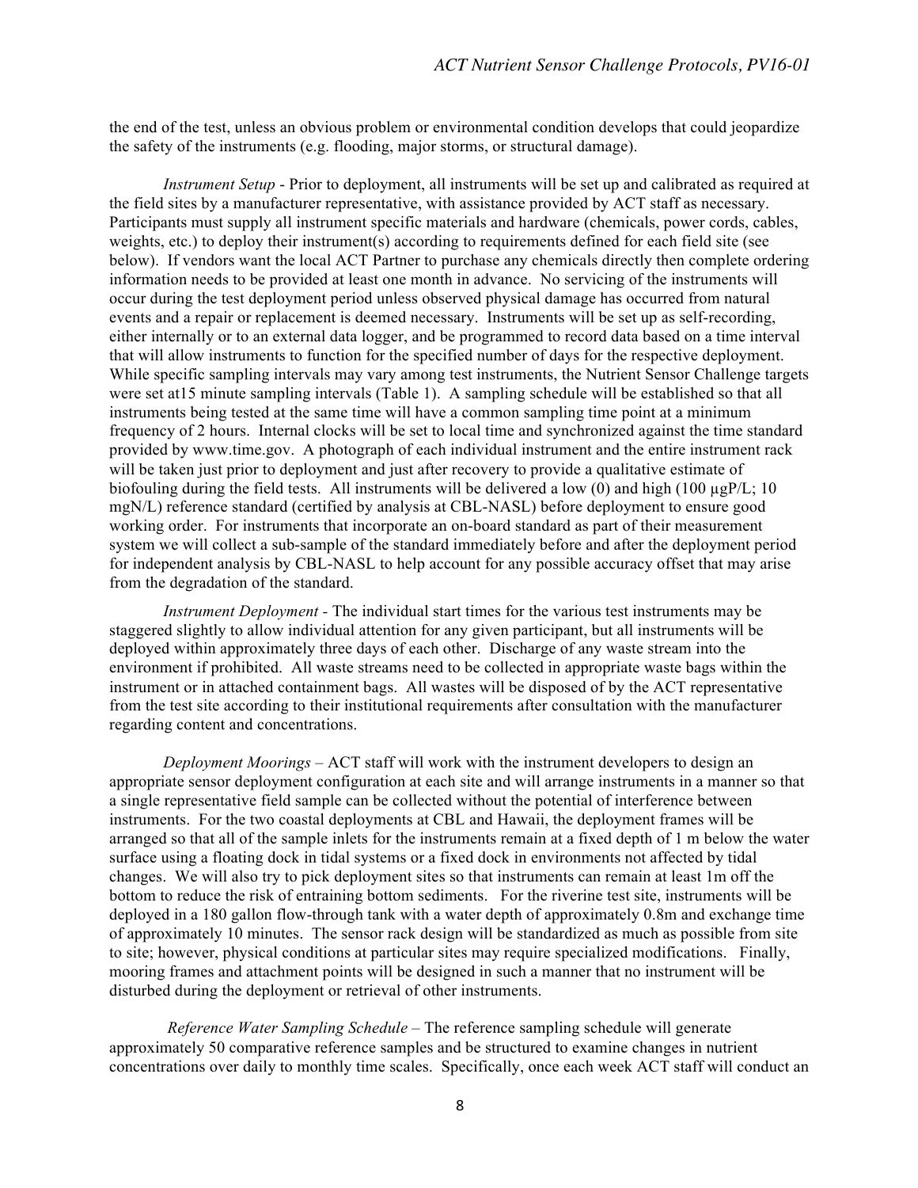the end of the test, unless an obvious problem or environmental condition develops that could jeopardize the safety of the instruments (e.g. flooding, major storms, or structural damage).

*Instrument Setup* - Prior to deployment, all instruments will be set up and calibrated as required at the field sites by a manufacturer representative, with assistance provided by ACT staff as necessary. Participants must supply all instrument specific materials and hardware (chemicals, power cords, cables, weights, etc.) to deploy their instrument(s) according to requirements defined for each field site (see below). If vendors want the local ACT Partner to purchase any chemicals directly then complete ordering information needs to be provided at least one month in advance. No servicing of the instruments will occur during the test deployment period unless observed physical damage has occurred from natural events and a repair or replacement is deemed necessary. Instruments will be set up as self-recording, either internally or to an external data logger, and be programmed to record data based on a time interval that will allow instruments to function for the specified number of days for the respective deployment. While specific sampling intervals may vary among test instruments, the Nutrient Sensor Challenge targets were set at15 minute sampling intervals (Table 1). A sampling schedule will be established so that all instruments being tested at the same time will have a common sampling time point at a minimum frequency of 2 hours. Internal clocks will be set to local time and synchronized against the time standard provided by www.time.gov. A photograph of each individual instrument and the entire instrument rack will be taken just prior to deployment and just after recovery to provide a qualitative estimate of biofouling during the field tests. All instruments will be delivered a low (0) and high (100 µgP/L; 10 mgN/L) reference standard (certified by analysis at CBL-NASL) before deployment to ensure good working order. For instruments that incorporate an on-board standard as part of their measurement system we will collect a sub-sample of the standard immediately before and after the deployment period for independent analysis by CBL-NASL to help account for any possible accuracy offset that may arise from the degradation of the standard.

*Instrument Deployment* - The individual start times for the various test instruments may be staggered slightly to allow individual attention for any given participant, but all instruments will be deployed within approximately three days of each other. Discharge of any waste stream into the environment if prohibited. All waste streams need to be collected in appropriate waste bags within the instrument or in attached containment bags. All wastes will be disposed of by the ACT representative from the test site according to their institutional requirements after consultation with the manufacturer regarding content and concentrations.

*Deployment Moorings* – ACT staff will work with the instrument developers to design an appropriate sensor deployment configuration at each site and will arrange instruments in a manner so that a single representative field sample can be collected without the potential of interference between instruments. For the two coastal deployments at CBL and Hawaii, the deployment frames will be arranged so that all of the sample inlets for the instruments remain at a fixed depth of 1 m below the water surface using a floating dock in tidal systems or a fixed dock in environments not affected by tidal changes. We will also try to pick deployment sites so that instruments can remain at least 1m off the bottom to reduce the risk of entraining bottom sediments. For the riverine test site, instruments will be deployed in a 180 gallon flow-through tank with a water depth of approximately 0.8m and exchange time of approximately 10 minutes. The sensor rack design will be standardized as much as possible from site to site; however, physical conditions at particular sites may require specialized modifications. Finally, mooring frames and attachment points will be designed in such a manner that no instrument will be disturbed during the deployment or retrieval of other instruments.

*Reference Water Sampling Schedule* – The reference sampling schedule will generate approximately 50 comparative reference samples and be structured to examine changes in nutrient concentrations over daily to monthly time scales. Specifically, once each week ACT staff will conduct an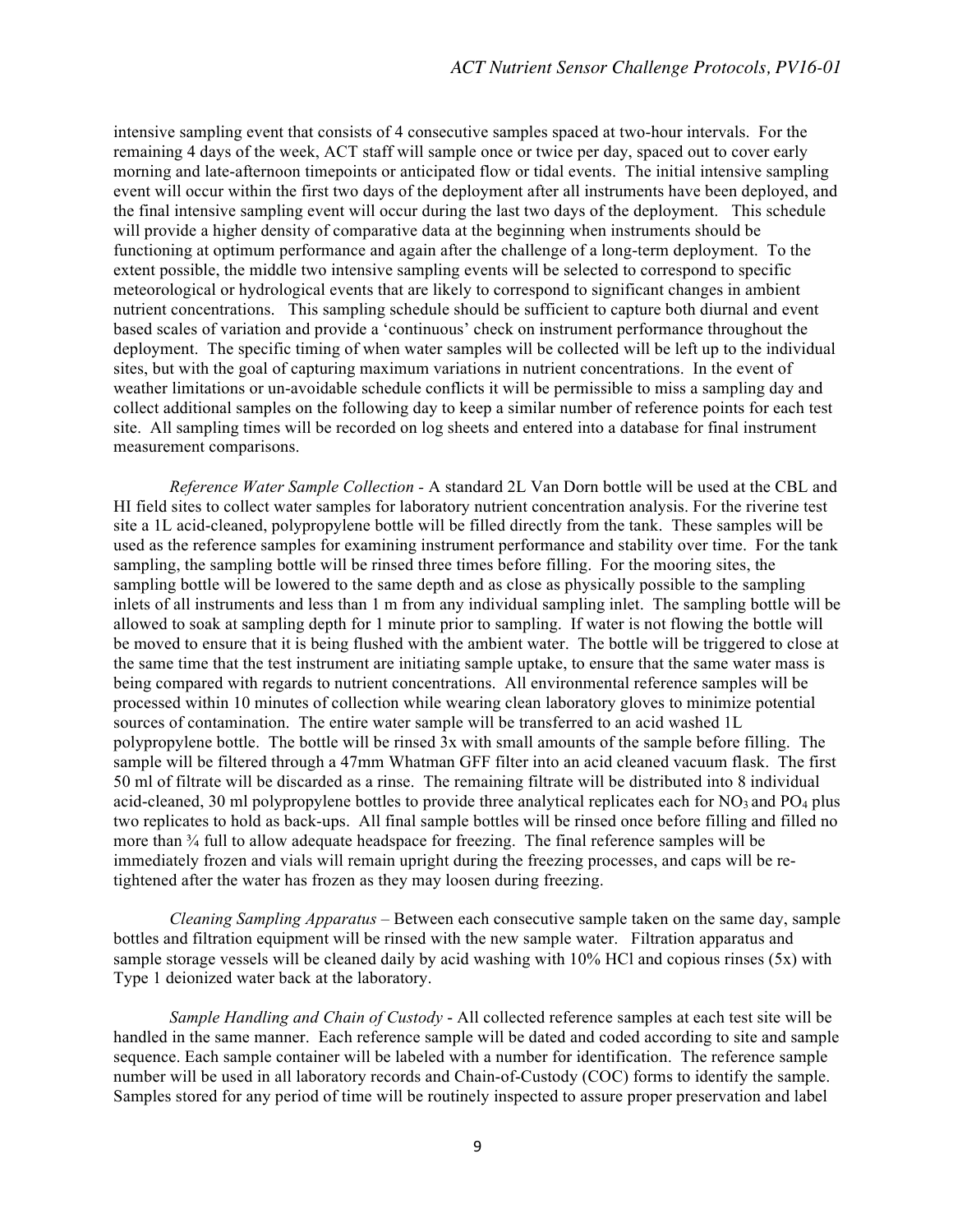intensive sampling event that consists of 4 consecutive samples spaced at two-hour intervals. For the remaining 4 days of the week, ACT staff will sample once or twice per day, spaced out to cover early morning and late-afternoon timepoints or anticipated flow or tidal events. The initial intensive sampling event will occur within the first two days of the deployment after all instruments have been deployed, and the final intensive sampling event will occur during the last two days of the deployment. This schedule will provide a higher density of comparative data at the beginning when instruments should be functioning at optimum performance and again after the challenge of a long-term deployment. To the extent possible, the middle two intensive sampling events will be selected to correspond to specific meteorological or hydrological events that are likely to correspond to significant changes in ambient nutrient concentrations. This sampling schedule should be sufficient to capture both diurnal and event based scales of variation and provide a 'continuous' check on instrument performance throughout the deployment. The specific timing of when water samples will be collected will be left up to the individual sites, but with the goal of capturing maximum variations in nutrient concentrations. In the event of weather limitations or un-avoidable schedule conflicts it will be permissible to miss a sampling day and collect additional samples on the following day to keep a similar number of reference points for each test site. All sampling times will be recorded on log sheets and entered into a database for final instrument measurement comparisons.

*Reference Water Sample Collection* - A standard 2L Van Dorn bottle will be used at the CBL and HI field sites to collect water samples for laboratory nutrient concentration analysis. For the riverine test site a 1L acid-cleaned, polypropylene bottle will be filled directly from the tank. These samples will be used as the reference samples for examining instrument performance and stability over time. For the tank sampling, the sampling bottle will be rinsed three times before filling. For the mooring sites, the sampling bottle will be lowered to the same depth and as close as physically possible to the sampling inlets of all instruments and less than 1 m from any individual sampling inlet. The sampling bottle will be allowed to soak at sampling depth for 1 minute prior to sampling. If water is not flowing the bottle will be moved to ensure that it is being flushed with the ambient water. The bottle will be triggered to close at the same time that the test instrument are initiating sample uptake, to ensure that the same water mass is being compared with regards to nutrient concentrations. All environmental reference samples will be processed within 10 minutes of collection while wearing clean laboratory gloves to minimize potential sources of contamination. The entire water sample will be transferred to an acid washed 1L polypropylene bottle. The bottle will be rinsed 3x with small amounts of the sample before filling. The sample will be filtered through a 47mm Whatman GFF filter into an acid cleaned vacuum flask. The first 50 ml of filtrate will be discarded as a rinse. The remaining filtrate will be distributed into 8 individual acid-cleaned, 30 ml polypropylene bottles to provide three analytical replicates each for $NO_3$ and $PO_4$ plus two replicates to hold as back-ups. All final sample bottles will be rinsed once before filling and filled no more than ¾ full to allow adequate headspace for freezing. The final reference samples will be immediately frozen and vials will remain upright during the freezing processes, and caps will be re-tightened after the water has frozen as they may loosen during freezing.

*Cleaning Sampling Apparatus* – Between each consecutive sample taken on the same day, sample bottles and filtration equipment will be rinsed with the new sample water. Filtration apparatus and sample storage vessels will be cleaned daily by acid washing with 10% HCl and copious rinses (5x) with Type 1 deionized water back at the laboratory.

*Sample Handling and Chain of Custody* - All collected reference samples at each test site will be handled in the same manner. Each reference sample will be dated and coded according to site and sample sequence. Each sample container will be labeled with a number for identification. The reference sample number will be used in all laboratory records and Chain-of-Custody (COC) forms to identify the sample. Samples stored for any period of time will be routinely inspected to assure proper preservation and label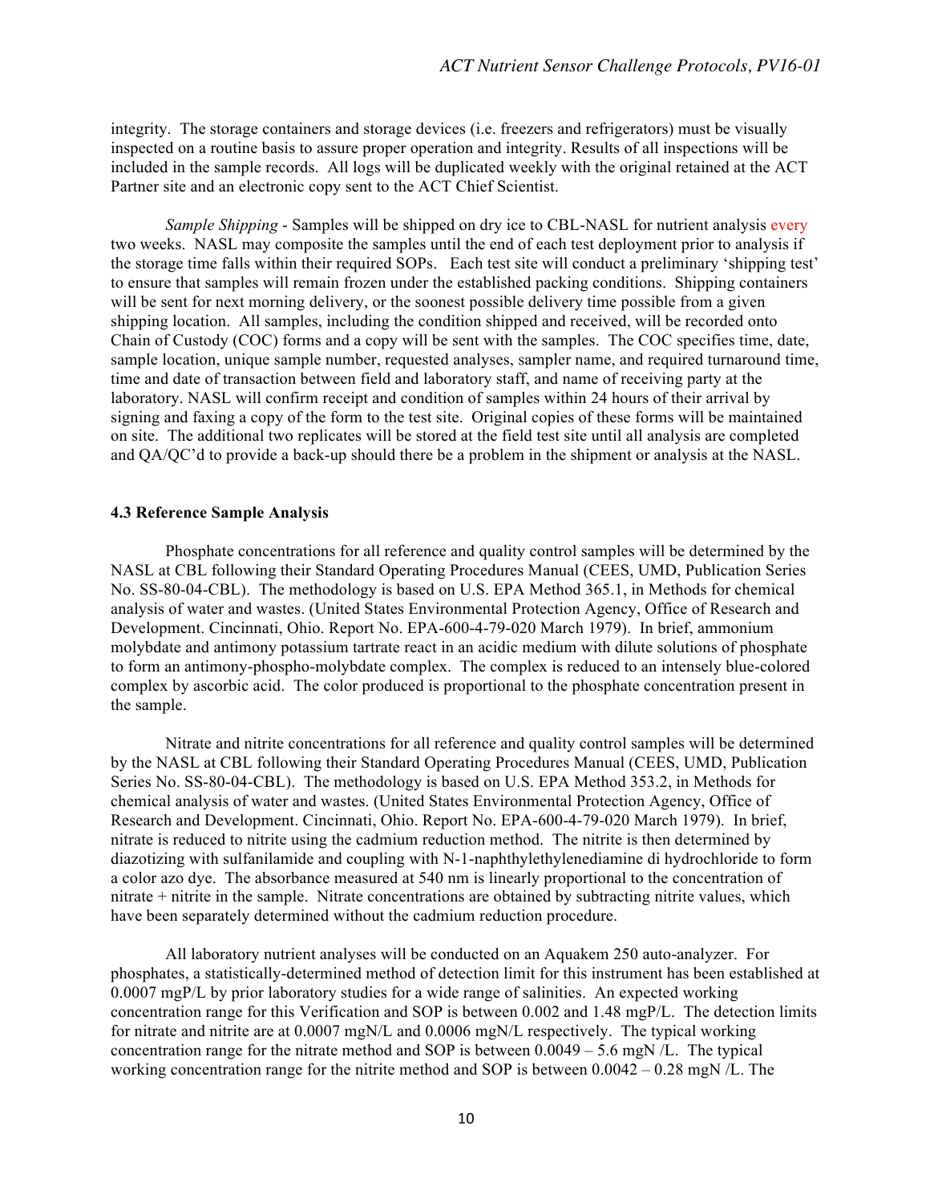integrity. The storage containers and storage devices (i.e. freezers and refrigerators) must be visually inspected on a routine basis to assure proper operation and integrity. Results of all inspections will be included in the sample records. All logs will be duplicated weekly with the original retained at the ACT Partner site and an electronic copy sent to the ACT Chief Scientist.

*Sample Shipping* - Samples will be shipped on dry ice to CBL-NASL for nutrient analysis every two weeks. NASL may composite the samples until the end of each test deployment prior to analysis if the storage time falls within their required SOPs. Each test site will conduct a preliminary 'shipping test' to ensure that samples will remain frozen under the established packing conditions. Shipping containers will be sent for next morning delivery, or the soonest possible delivery time possible from a given shipping location. All samples, including the condition shipped and received, will be recorded onto Chain of Custody (COC) forms and a copy will be sent with the samples. The COC specifies time, date, sample location, unique sample number, requested analyses, sampler name, and required turnaround time, time and date of transaction between field and laboratory staff, and name of receiving party at the laboratory. NASL will confirm receipt and condition of samples within 24 hours of their arrival by signing and faxing a copy of the form to the test site. Original copies of these forms will be maintained on site. The additional two replicates will be stored at the field test site until all analysis are completed and QA/QC'd to provide a back-up should there be a problem in the shipment or analysis at the NASL.

**4.3 Reference Sample Analysis**

Phosphate concentrations for all reference and quality control samples will be determined by the NASL at CBL following their Standard Operating Procedures Manual (CEES, UMD, Publication Series No. SS-80-04-CBL). The methodology is based on U.S. EPA Method 365.1, in Methods for chemical analysis of water and wastes. (United States Environmental Protection Agency, Office of Research and Development. Cincinnati, Ohio. Report No. EPA-600-4-79-020 March 1979). In brief, ammonium molybdate and antimony potassium tartrate react in an acidic medium with dilute solutions of phosphate to form an antimony-phospho-molybdate complex. The complex is reduced to an intensely blue-colored complex by ascorbic acid. The color produced is proportional to the phosphate concentration present in the sample.

Nitrate and nitrite concentrations for all reference and quality control samples will be determined by the NASL at CBL following their Standard Operating Procedures Manual (CEES, UMD, Publication Series No. SS-80-04-CBL). The methodology is based on U.S. EPA Method 353.2, in Methods for chemical analysis of water and wastes. (United States Environmental Protection Agency, Office of Research and Development. Cincinnati, Ohio. Report No. EPA-600-4-79-020 March 1979). In brief, nitrate is reduced to nitrite using the cadmium reduction method. The nitrite is then determined by diazotizing with sulfanilamide and coupling with N-1-naphthylethylenediamine di hydrochloride to form a color azo dye. The absorbance measured at 540 nm is linearly proportional to the concentration of nitrate + nitrite in the sample. Nitrate concentrations are obtained by subtracting nitrite values, which have been separately determined without the cadmium reduction procedure.

All laboratory nutrient analyses will be conducted on an Aquakem 250 auto-analyzer. For phosphates, a statistically-determined method of detection limit for this instrument has been established at 0.0007 mgP/L by prior laboratory studies for a wide range of salinities. An expected working concentration range for this Verification and SOP is between 0.002 and 1.48 mgP/L. The detection limits for nitrate and nitrite are at 0.0007 mgN/L and 0.0006 mgN/L respectively. The typical working concentration range for the nitrate method and SOP is between 0.0049 – 5.6 mgN /L. The typical working concentration range for the nitrite method and SOP is between 0.0042 – 0.28 mgN /L. The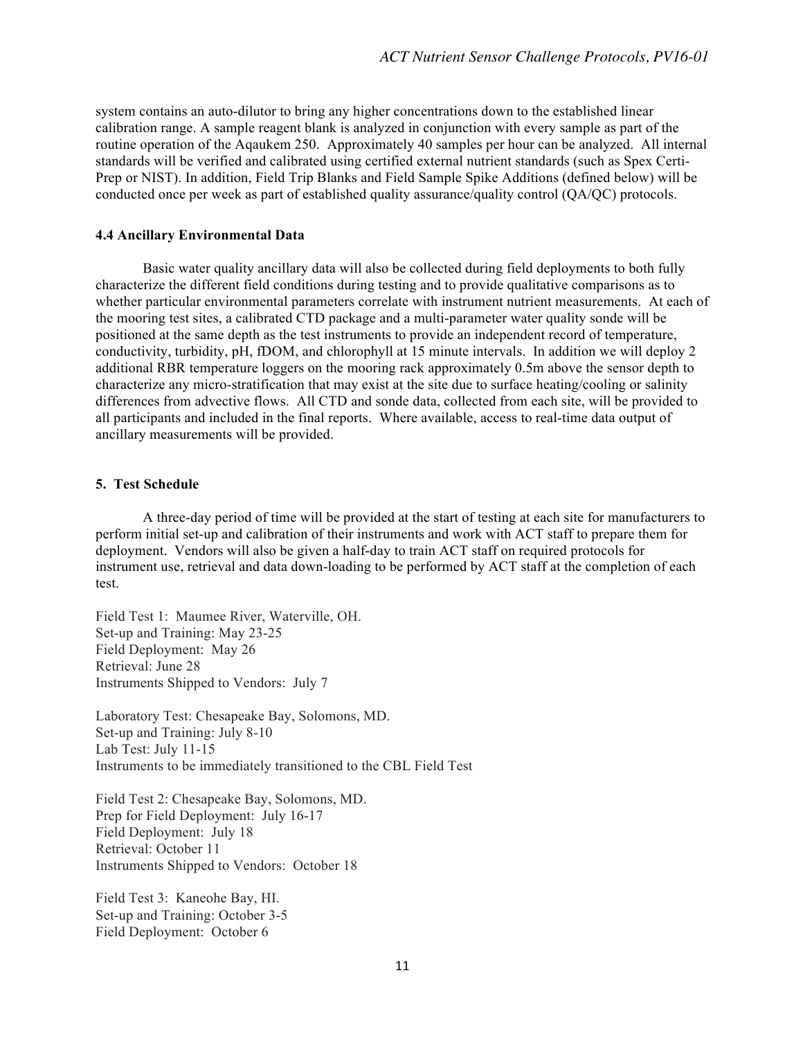system contains an auto-dilutor to bring any higher concentrations down to the established linear calibration range. A sample reagent blank is analyzed in conjunction with every sample as part of the routine operation of the Aqaukem 250. Approximately 40 samples per hour can be analyzed. All internal standards will be verified and calibrated using certified external nutrient standards (such as Spex Certi-Prep or NIST). In addition, Field Trip Blanks and Field Sample Spike Additions (defined below) will be conducted once per week as part of established quality assurance/quality control (QA/QC) protocols.

### 4.4 Ancillary Environmental Data

Basic water quality ancillary data will also be collected during field deployments to both fully characterize the different field conditions during testing and to provide qualitative comparisons as to whether particular environmental parameters correlate with instrument nutrient measurements. At each of the mooring test sites, a calibrated CTD package and a multi-parameter water quality sonde will be positioned at the same depth as the test instruments to provide an independent record of temperature, conductivity, turbidity, pH, fDOM, and chlorophyll at 15 minute intervals. In addition we will deploy 2 additional RBR temperature loggers on the mooring rack approximately 0.5m above the sensor depth to characterize any micro-stratification that may exist at the site due to surface heating/cooling or salinity differences from advective flows. All CTD and sonde data, collected from each site, will be provided to all participants and included in the final reports. Where available, access to real-time data output of ancillary measurements will be provided.

## 5. Test Schedule

A three-day period of time will be provided at the start of testing at each site for manufacturers to perform initial set-up and calibration of their instruments and work with ACT staff to prepare them for deployment. Vendors will also be given a half-day to train ACT staff on required protocols for instrument use, retrieval and data down-loading to be performed by ACT staff at the completion of each test.

Field Test 1: Maumee River, Waterville, OH.
Set-up and Training: May 23-25
Field Deployment: May 26
Retrieval: June 28
Instruments Shipped to Vendors: July 7

Laboratory Test: Chesapeake Bay, Solomons, MD.
Set-up and Training: July 8-10
Lab Test: July 11-15
Instruments to be immediately transitioned to the CBL Field Test

Field Test 2: Chesapeake Bay, Solomons, MD.
Prep for Field Deployment: July 16-17
Field Deployment: July 18
Retrieval: October 11
Instruments Shipped to Vendors: October 18

Field Test 3: Kaneohe Bay, HI.
Set-up and Training: October 3-5
Field Deployment: October 6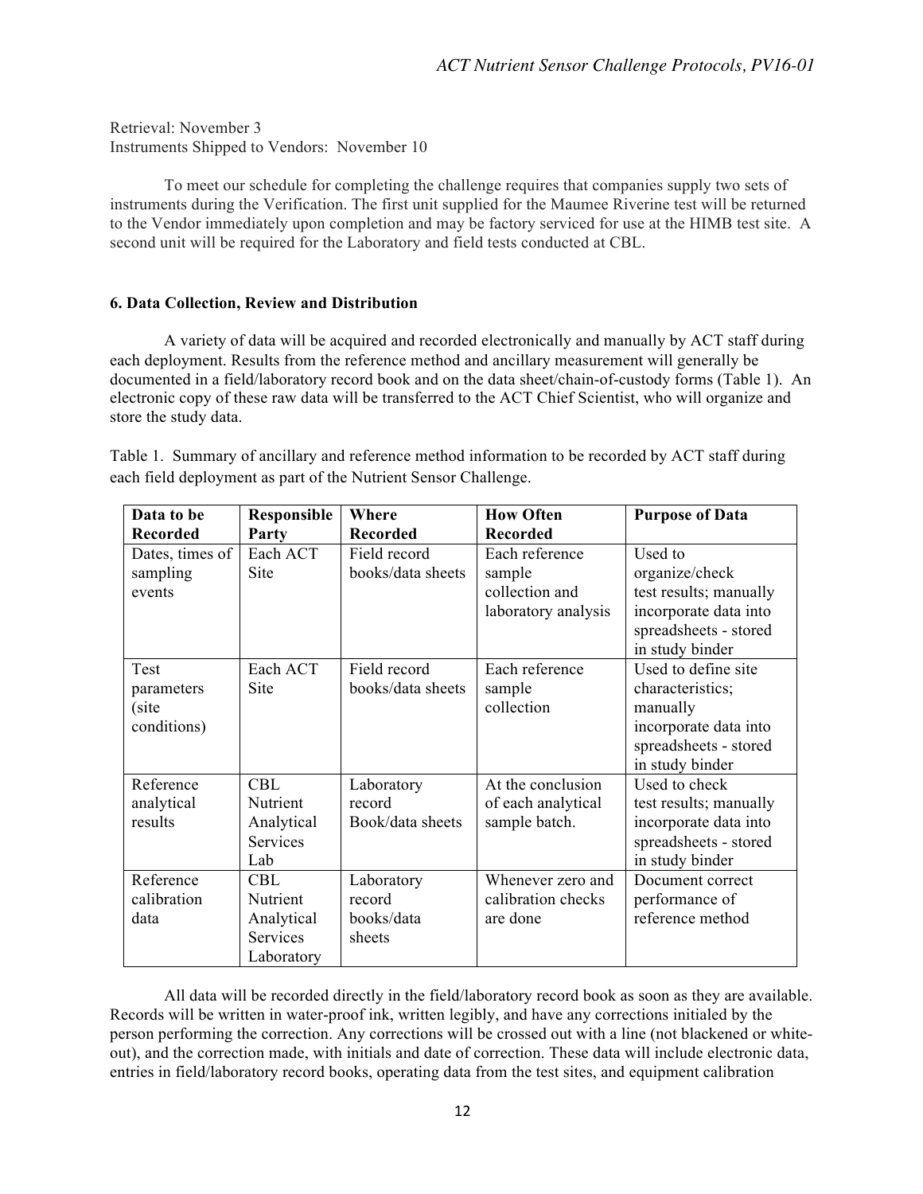Retrieval: November 3
Instruments Shipped to Vendors: November 10

To meet our schedule for completing the challenge requires that companies supply two sets of instruments during the Verification. The first unit supplied for the Maumee Riverine test will be returned to the Vendor immediately upon completion and may be factory serviced for use at the HIMB test site. A second unit will be required for the Laboratory and field tests conducted at CBL.

### 6. Data Collection, Review and Distribution

A variety of data will be acquired and recorded electronically and manually by ACT staff during each deployment. Results from the reference method and ancillary measurement will generally be documented in a field/laboratory record book and on the data sheet/chain-of-custody forms (Table 1). An electronic copy of these raw data will be transferred to the ACT Chief Scientist, who will organize and store the study data.

Table 1. Summary of ancillary and reference method information to be recorded by ACT staff during each field deployment as part of the Nutrient Sensor Challenge.

| Data to be Recorded | Responsible Party | Where Recorded | How Often Recorded | Purpose of Data |
|---|---|---|---|---|
| Dates, times of sampling events | Each ACT Site | Field record books/data sheets | Each reference sample collection and laboratory analysis | Used to organize/check test results; manually incorporate data into spreadsheets - stored in study binder |
| Test parameters (site conditions) | Each ACT Site | Field record books/data sheets | Each reference sample collection | Used to define site characteristics; manually incorporate data into spreadsheets - stored in study binder |
| Reference analytical results | CBL Nutrient Analytical Services Lab | Laboratory record Book/data sheets | At the conclusion of each analytical sample batch. | Used to check test results; manually incorporate data into spreadsheets - stored in study binder |
| Reference calibration data | CBL Nutrient Analytical Services Laboratory | Laboratory record books/data sheets | Whenever zero and calibration checks are done | Document correct performance of reference method |

All data will be recorded directly in the field/laboratory record book as soon as they are available. Records will be written in water-proof ink, written legibly, and have any corrections initialed by the person performing the correction. Any corrections will be crossed out with a line (not blackened or white-out), and the correction made, with initials and date of correction. These data will include electronic data, entries in field/laboratory record books, operating data from the test sites, and equipment calibration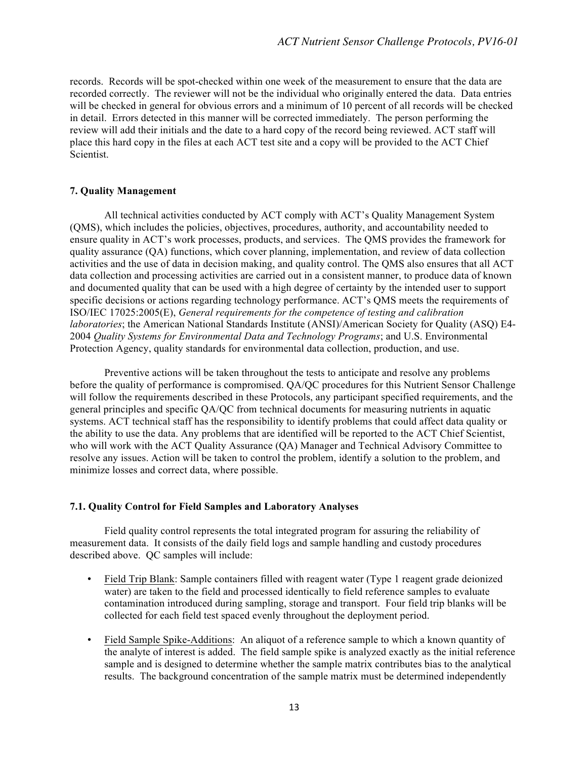records. Records will be spot-checked within one week of the measurement to ensure that the data are recorded correctly. The reviewer will not be the individual who originally entered the data. Data entries will be checked in general for obvious errors and a minimum of 10 percent of all records will be checked in detail. Errors detected in this manner will be corrected immediately. The person performing the review will add their initials and the date to a hard copy of the record being reviewed. ACT staff will place this hard copy in the files at each ACT test site and a copy will be provided to the ACT Chief Scientist.

## 7. Quality Management

All technical activities conducted by ACT comply with ACT's Quality Management System (QMS), which includes the policies, objectives, procedures, authority, and accountability needed to ensure quality in ACT's work processes, products, and services. The QMS provides the framework for quality assurance (QA) functions, which cover planning, implementation, and review of data collection activities and the use of data in decision making, and quality control. The QMS also ensures that all ACT data collection and processing activities are carried out in a consistent manner, to produce data of known and documented quality that can be used with a high degree of certainty by the intended user to support specific decisions or actions regarding technology performance. ACT's QMS meets the requirements of ISO/IEC 17025:2005(E), *General requirements for the competence of testing and calibration laboratories*; the American National Standards Institute (ANSI)/American Society for Quality (ASQ) E4-2004 *Quality Systems for Environmental Data and Technology Programs*; and U.S. Environmental Protection Agency, quality standards for environmental data collection, production, and use.

Preventive actions will be taken throughout the tests to anticipate and resolve any problems before the quality of performance is compromised. QA/QC procedures for this Nutrient Sensor Challenge will follow the requirements described in these Protocols, any participant specified requirements, and the general principles and specific QA/QC from technical documents for measuring nutrients in aquatic systems. ACT technical staff has the responsibility to identify problems that could affect data quality or the ability to use the data. Any problems that are identified will be reported to the ACT Chief Scientist, who will work with the ACT Quality Assurance (QA) Manager and Technical Advisory Committee to resolve any issues. Action will be taken to control the problem, identify a solution to the problem, and minimize losses and correct data, where possible.

### 7.1. Quality Control for Field Samples and Laboratory Analyses

Field quality control represents the total integrated program for assuring the reliability of measurement data. It consists of the daily field logs and sample handling and custody procedures described above. QC samples will include:

- Field Trip Blank: Sample containers filled with reagent water (Type 1 reagent grade deionized water) are taken to the field and processed identically to field reference samples to evaluate contamination introduced during sampling, storage and transport. Four field trip blanks will be collected for each field test spaced evenly throughout the deployment period.
- Field Sample Spike-Additions: An aliquot of a reference sample to which a known quantity of the analyte of interest is added. The field sample spike is analyzed exactly as the initial reference sample and is designed to determine whether the sample matrix contributes bias to the analytical results. The background concentration of the sample matrix must be determined independently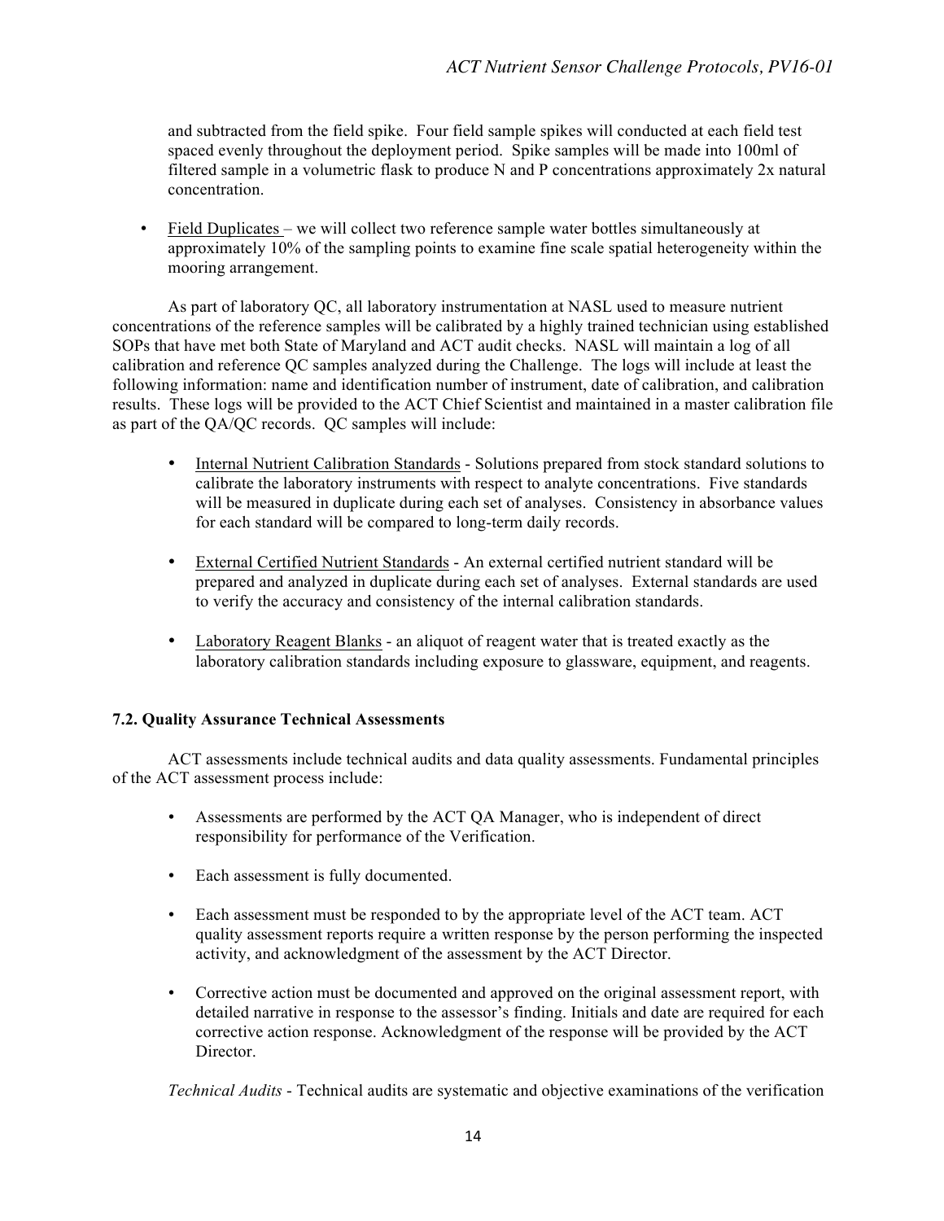and subtracted from the field spike. Four field sample spikes will conducted at each field test spaced evenly throughout the deployment period. Spike samples will be made into 100ml of filtered sample in a volumetric flask to produce N and P concentrations approximately 2x natural concentration.

- Field Duplicates – we will collect two reference sample water bottles simultaneously at approximately 10% of the sampling points to examine fine scale spatial heterogeneity within the mooring arrangement.

As part of laboratory QC, all laboratory instrumentation at NASL used to measure nutrient concentrations of the reference samples will be calibrated by a highly trained technician using established SOPs that have met both State of Maryland and ACT audit checks. NASL will maintain a log of all calibration and reference QC samples analyzed during the Challenge. The logs will include at least the following information: name and identification number of instrument, date of calibration, and calibration results. These logs will be provided to the ACT Chief Scientist and maintained in a master calibration file as part of the QA/QC records. QC samples will include:

- Internal Nutrient Calibration Standards - Solutions prepared from stock standard solutions to calibrate the laboratory instruments with respect to analyte concentrations. Five standards will be measured in duplicate during each set of analyses. Consistency in absorbance values for each standard will be compared to long-term daily records.

- External Certified Nutrient Standards - An external certified nutrient standard will be prepared and analyzed in duplicate during each set of analyses. External standards are used to verify the accuracy and consistency of the internal calibration standards.

- Laboratory Reagent Blanks - an aliquot of reagent water that is treated exactly as the laboratory calibration standards including exposure to glassware, equipment, and reagents.

### 7.2. Quality Assurance Technical Assessments

ACT assessments include technical audits and data quality assessments. Fundamental principles of the ACT assessment process include:

- Assessments are performed by the ACT QA Manager, who is independent of direct responsibility for performance of the Verification.

- Each assessment is fully documented.

- Each assessment must be responded to by the appropriate level of the ACT team. ACT quality assessment reports require a written response by the person performing the inspected activity, and acknowledgment of the assessment by the ACT Director.

- Corrective action must be documented and approved on the original assessment report, with detailed narrative in response to the assessor's finding. Initials and date are required for each corrective action response. Acknowledgment of the response will be provided by the ACT Director.

*Technical Audits* - Technical audits are systematic and objective examinations of the verification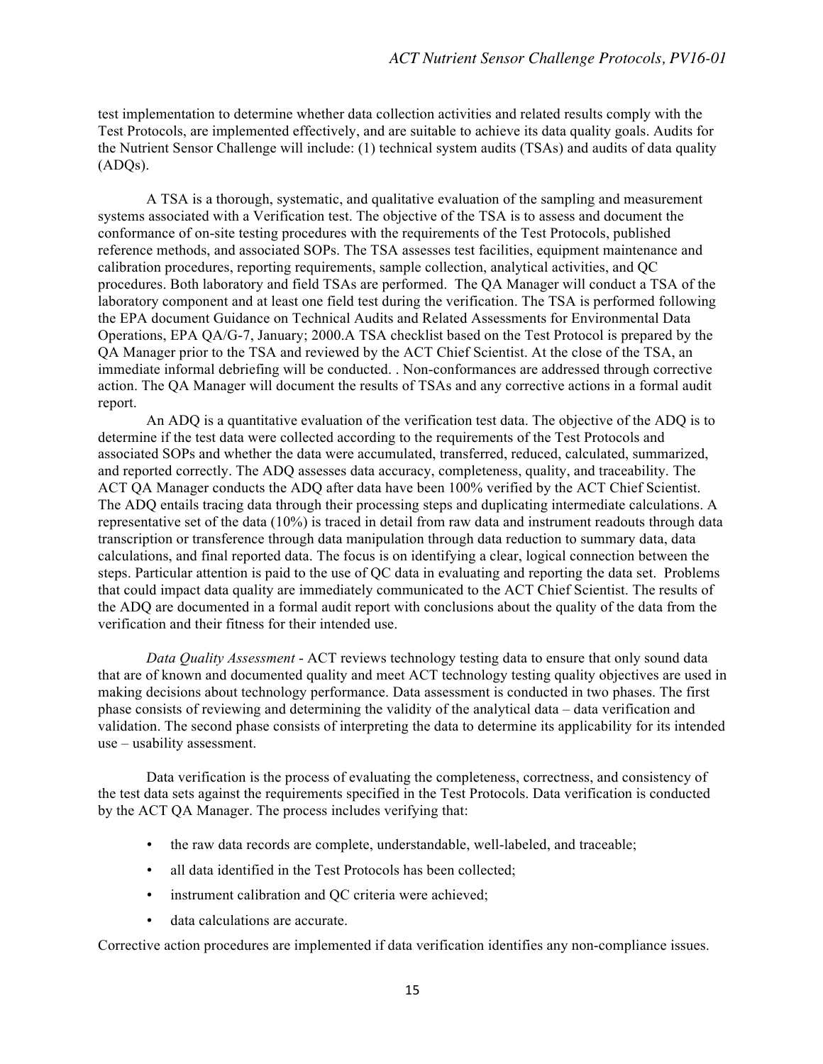test implementation to determine whether data collection activities and related results comply with the Test Protocols, are implemented effectively, and are suitable to achieve its data quality goals. Audits for the Nutrient Sensor Challenge will include: (1) technical system audits (TSAs) and audits of data quality (ADQs).

A TSA is a thorough, systematic, and qualitative evaluation of the sampling and measurement systems associated with a Verification test. The objective of the TSA is to assess and document the conformance of on-site testing procedures with the requirements of the Test Protocols, published reference methods, and associated SOPs. The TSA assesses test facilities, equipment maintenance and calibration procedures, reporting requirements, sample collection, analytical activities, and QC procedures. Both laboratory and field TSAs are performed. The QA Manager will conduct a TSA of the laboratory component and at least one field test during the verification. The TSA is performed following the EPA document Guidance on Technical Audits and Related Assessments for Environmental Data Operations, EPA QA/G-7, January; 2000.A TSA checklist based on the Test Protocol is prepared by the QA Manager prior to the TSA and reviewed by the ACT Chief Scientist. At the close of the TSA, an immediate informal debriefing will be conducted. . Non-conformances are addressed through corrective action. The QA Manager will document the results of TSAs and any corrective actions in a formal audit report.

An ADQ is a quantitative evaluation of the verification test data. The objective of the ADQ is to determine if the test data were collected according to the requirements of the Test Protocols and associated SOPs and whether the data were accumulated, transferred, reduced, calculated, summarized, and reported correctly. The ADQ assesses data accuracy, completeness, quality, and traceability. The ACT QA Manager conducts the ADQ after data have been 100% verified by the ACT Chief Scientist. The ADQ entails tracing data through their processing steps and duplicating intermediate calculations. A representative set of the data (10%) is traced in detail from raw data and instrument readouts through data transcription or transference through data manipulation through data reduction to summary data, data calculations, and final reported data. The focus is on identifying a clear, logical connection between the steps. Particular attention is paid to the use of QC data in evaluating and reporting the data set. Problems that could impact data quality are immediately communicated to the ACT Chief Scientist. The results of the ADQ are documented in a formal audit report with conclusions about the quality of the data from the verification and their fitness for their intended use.

*Data Quality Assessment* - ACT reviews technology testing data to ensure that only sound data that are of known and documented quality and meet ACT technology testing quality objectives are used in making decisions about technology performance. Data assessment is conducted in two phases. The first phase consists of reviewing and determining the validity of the analytical data – data verification and validation. The second phase consists of interpreting the data to determine its applicability for its intended use – usability assessment.

Data verification is the process of evaluating the completeness, correctness, and consistency of the test data sets against the requirements specified in the Test Protocols. Data verification is conducted by the ACT QA Manager. The process includes verifying that:

- the raw data records are complete, understandable, well-labeled, and traceable;
- all data identified in the Test Protocols has been collected;
- instrument calibration and QC criteria were achieved;
- data calculations are accurate.

Corrective action procedures are implemented if data verification identifies any non-compliance issues.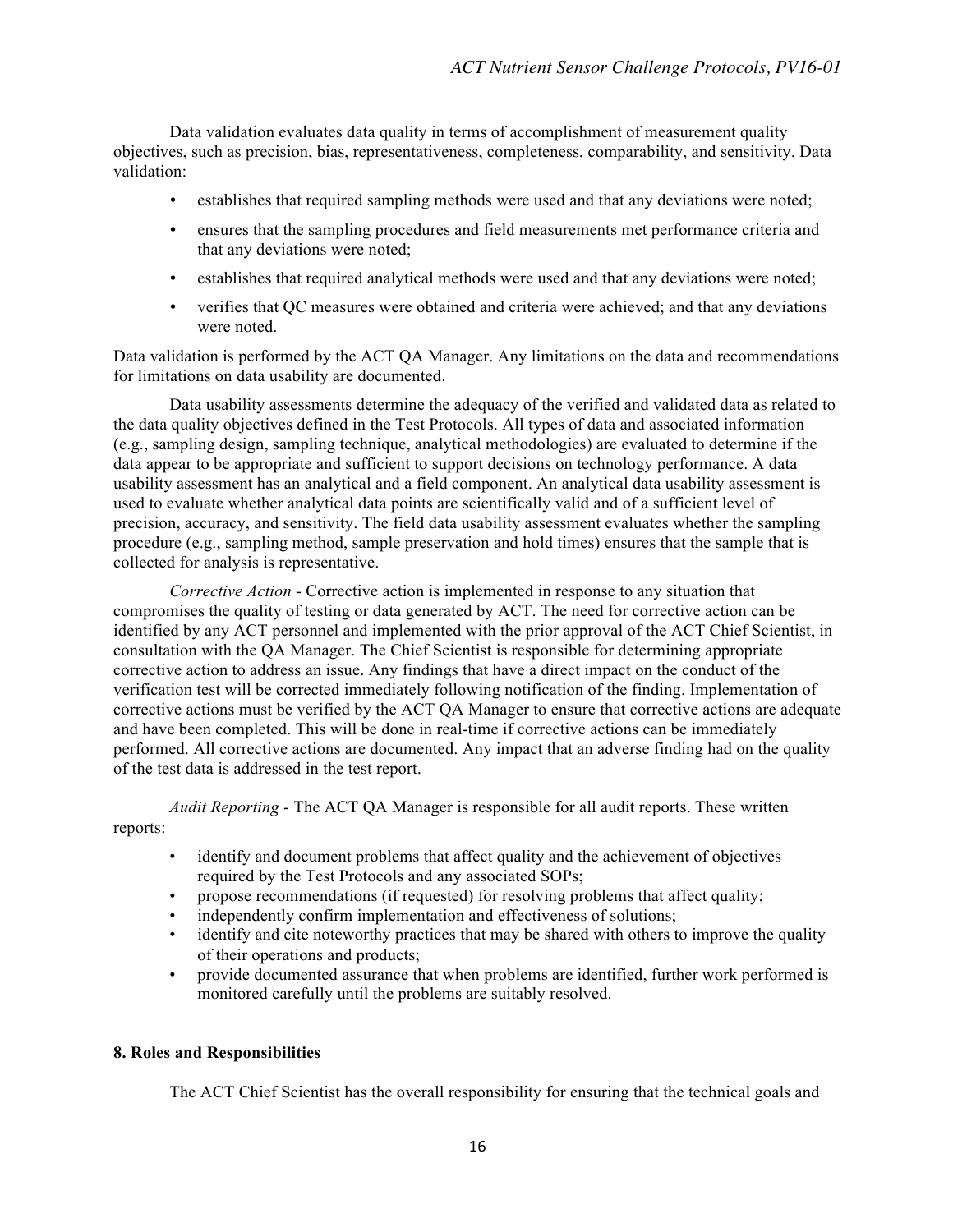Data validation evaluates data quality in terms of accomplishment of measurement quality objectives, such as precision, bias, representativeness, completeness, comparability, and sensitivity. Data validation:

- establishes that required sampling methods were used and that any deviations were noted;
- ensures that the sampling procedures and field measurements met performance criteria and that any deviations were noted;
- establishes that required analytical methods were used and that any deviations were noted;
- verifies that QC measures were obtained and criteria were achieved; and that any deviations were noted.

Data validation is performed by the ACT QA Manager. Any limitations on the data and recommendations for limitations on data usability are documented.

Data usability assessments determine the adequacy of the verified and validated data as related to the data quality objectives defined in the Test Protocols. All types of data and associated information (e.g., sampling design, sampling technique, analytical methodologies) are evaluated to determine if the data appear to be appropriate and sufficient to support decisions on technology performance. A data usability assessment has an analytical and a field component. An analytical data usability assessment is used to evaluate whether analytical data points are scientifically valid and of a sufficient level of precision, accuracy, and sensitivity. The field data usability assessment evaluates whether the sampling procedure (e.g., sampling method, sample preservation and hold times) ensures that the sample that is collected for analysis is representative.

*Corrective Action* - Corrective action is implemented in response to any situation that compromises the quality of testing or data generated by ACT. The need for corrective action can be identified by any ACT personnel and implemented with the prior approval of the ACT Chief Scientist, in consultation with the QA Manager. The Chief Scientist is responsible for determining appropriate corrective action to address an issue. Any findings that have a direct impact on the conduct of the verification test will be corrected immediately following notification of the finding. Implementation of corrective actions must be verified by the ACT QA Manager to ensure that corrective actions are adequate and have been completed. This will be done in real-time if corrective actions can be immediately performed. All corrective actions are documented. Any impact that an adverse finding had on the quality of the test data is addressed in the test report.

*Audit Reporting* - The ACT QA Manager is responsible for all audit reports. These written reports:

- identify and document problems that affect quality and the achievement of objectives required by the Test Protocols and any associated SOPs;
- propose recommendations (if requested) for resolving problems that affect quality;
- independently confirm implementation and effectiveness of solutions;
- identify and cite noteworthy practices that may be shared with others to improve the quality of their operations and products;
- provide documented assurance that when problems are identified, further work performed is monitored carefully until the problems are suitably resolved.

## 8. Roles and Responsibilities

The ACT Chief Scientist has the overall responsibility for ensuring that the technical goals and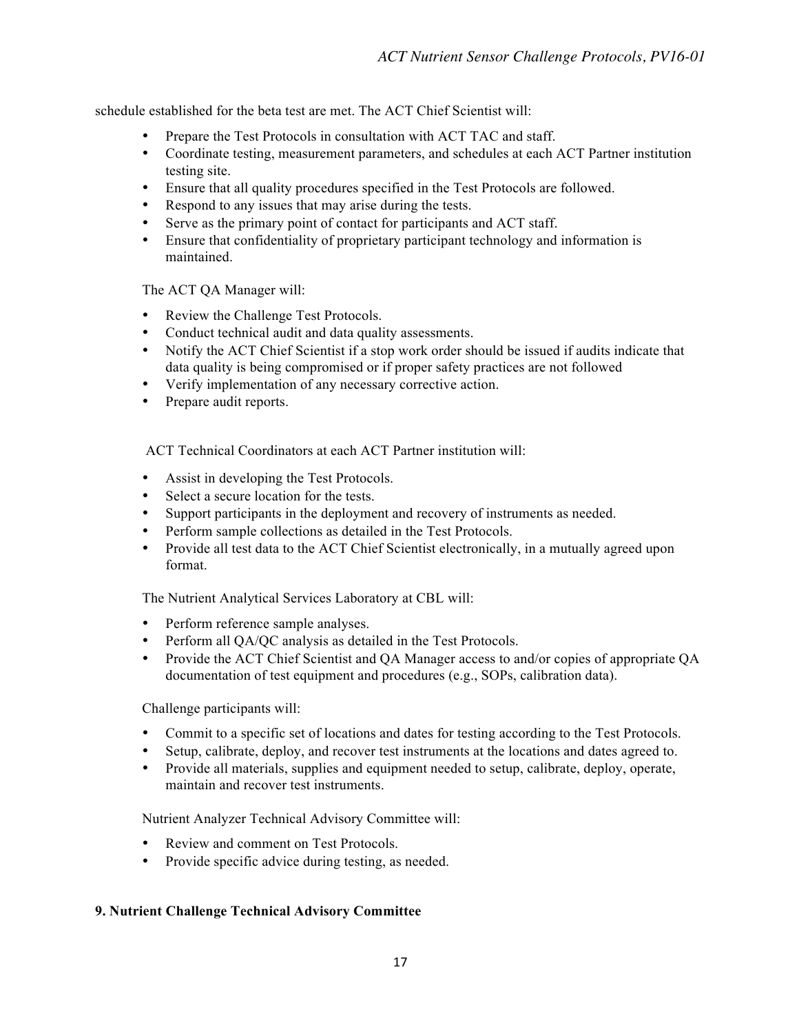schedule established for the beta test are met. The ACT Chief Scientist will:

- Prepare the Test Protocols in consultation with ACT TAC and staff.
- Coordinate testing, measurement parameters, and schedules at each ACT Partner institution testing site.
- Ensure that all quality procedures specified in the Test Protocols are followed.
- Respond to any issues that may arise during the tests.
- Serve as the primary point of contact for participants and ACT staff.
- Ensure that confidentiality of proprietary participant technology and information is maintained.

The ACT QA Manager will:

- Review the Challenge Test Protocols.
- Conduct technical audit and data quality assessments.
- Notify the ACT Chief Scientist if a stop work order should be issued if audits indicate that data quality is being compromised or if proper safety practices are not followed
- Verify implementation of any necessary corrective action.
- Prepare audit reports.

ACT Technical Coordinators at each ACT Partner institution will:

- Assist in developing the Test Protocols.
- Select a secure location for the tests.
- Support participants in the deployment and recovery of instruments as needed.
- Perform sample collections as detailed in the Test Protocols.
- Provide all test data to the ACT Chief Scientist electronically, in a mutually agreed upon format.

The Nutrient Analytical Services Laboratory at CBL will:

- Perform reference sample analyses.
- Perform all QA/QC analysis as detailed in the Test Protocols.
- Provide the ACT Chief Scientist and QA Manager access to and/or copies of appropriate QA documentation of test equipment and procedures (e.g., SOPs, calibration data).

Challenge participants will:

- Commit to a specific set of locations and dates for testing according to the Test Protocols.
- Setup, calibrate, deploy, and recover test instruments at the locations and dates agreed to.
- Provide all materials, supplies and equipment needed to setup, calibrate, deploy, operate, maintain and recover test instruments.

Nutrient Analyzer Technical Advisory Committee will:

- Review and comment on Test Protocols.
- Provide specific advice during testing, as needed.

## 9. Nutrient Challenge Technical Advisory Committee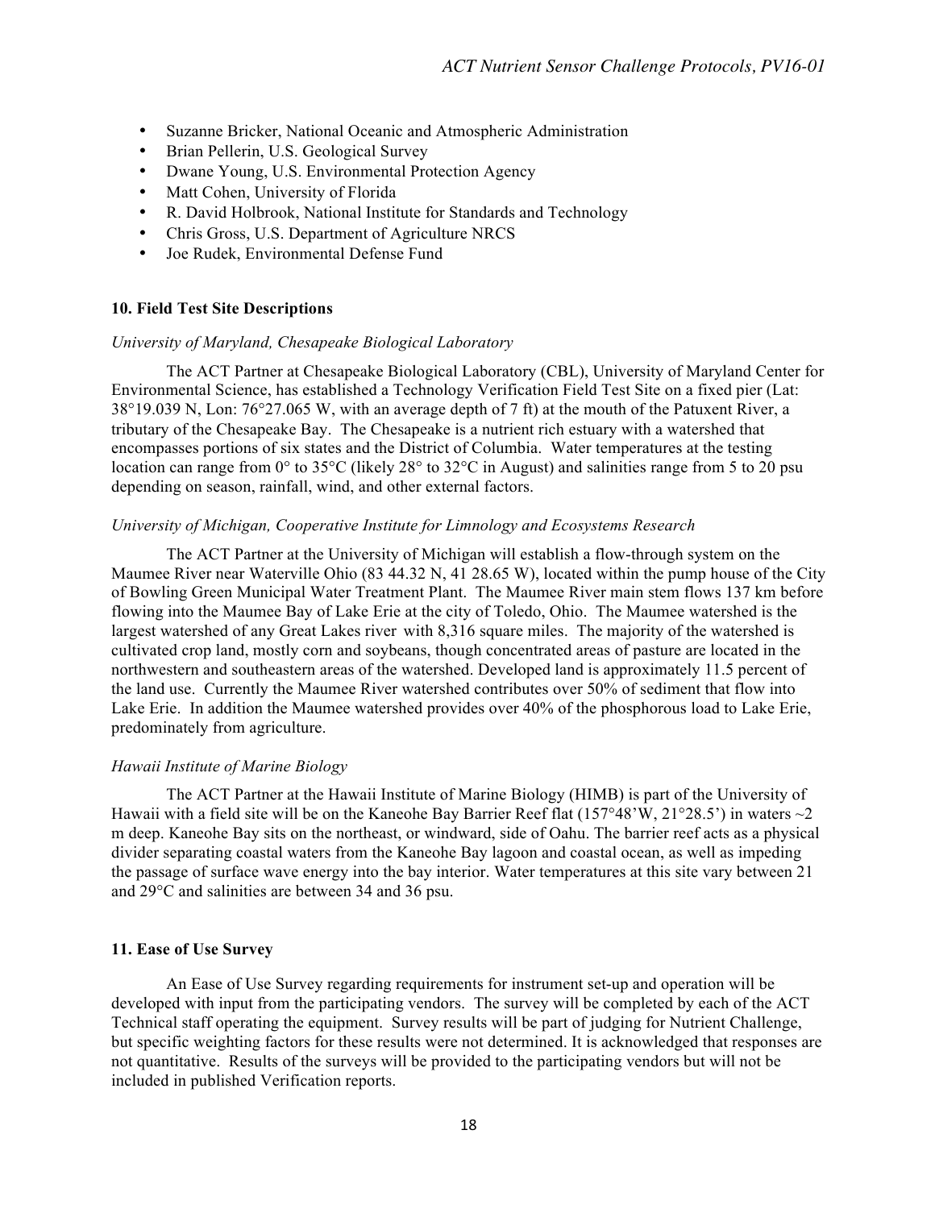- Suzanne Bricker, National Oceanic and Atmospheric Administration
- Brian Pellerin, U.S. Geological Survey
- Dwane Young, U.S. Environmental Protection Agency
- Matt Cohen, University of Florida
- R. David Holbrook, National Institute for Standards and Technology
- Chris Gross, U.S. Department of Agriculture NRCS
- Joe Rudek, Environmental Defense Fund

## 10. Field Test Site Descriptions

*University of Maryland, Chesapeake Biological Laboratory*

The ACT Partner at Chesapeake Biological Laboratory (CBL), University of Maryland Center for Environmental Science, has established a Technology Verification Field Test Site on a fixed pier (Lat: 38°19.039 N, Lon: 76°27.065 W, with an average depth of 7 ft) at the mouth of the Patuxent River, a tributary of the Chesapeake Bay. The Chesapeake is a nutrient rich estuary with a watershed that encompasses portions of six states and the District of Columbia. Water temperatures at the testing location can range from 0° to 35°C (likely 28° to 32°C in August) and salinities range from 5 to 20 psu depending on season, rainfall, wind, and other external factors.

*University of Michigan, Cooperative Institute for Limnology and Ecosystems Research*

The ACT Partner at the University of Michigan will establish a flow-through system on the Maumee River near Waterville Ohio (83 44.32 N, 41 28.65 W), located within the pump house of the City of Bowling Green Municipal Water Treatment Plant. The Maumee River main stem flows 137 km before flowing into the Maumee Bay of Lake Erie at the city of Toledo, Ohio. The Maumee watershed is the largest watershed of any Great Lakes river with 8,316 square miles. The majority of the watershed is cultivated crop land, mostly corn and soybeans, though concentrated areas of pasture are located in the northwestern and southeastern areas of the watershed. Developed land is approximately 11.5 percent of the land use. Currently the Maumee River watershed contributes over 50% of sediment that flow into Lake Erie. In addition the Maumee watershed provides over 40% of the phosphorous load to Lake Erie, predominately from agriculture.

*Hawaii Institute of Marine Biology*

The ACT Partner at the Hawaii Institute of Marine Biology (HIMB) is part of the University of Hawaii with a field site will be on the Kaneohe Bay Barrier Reef flat (157°48'W, 21°28.5') in waters ~2 m deep. Kaneohe Bay sits on the northeast, or windward, side of Oahu. The barrier reef acts as a physical divider separating coastal waters from the Kaneohe Bay lagoon and coastal ocean, as well as impeding the passage of surface wave energy into the bay interior. Water temperatures at this site vary between 21 and 29°C and salinities are between 34 and 36 psu.

## 11. Ease of Use Survey

An Ease of Use Survey regarding requirements for instrument set-up and operation will be developed with input from the participating vendors. The survey will be completed by each of the ACT Technical staff operating the equipment. Survey results will be part of judging for Nutrient Challenge, but specific weighting factors for these results were not determined. It is acknowledged that responses are not quantitative. Results of the surveys will be provided to the participating vendors but will not be included in published Verification reports.